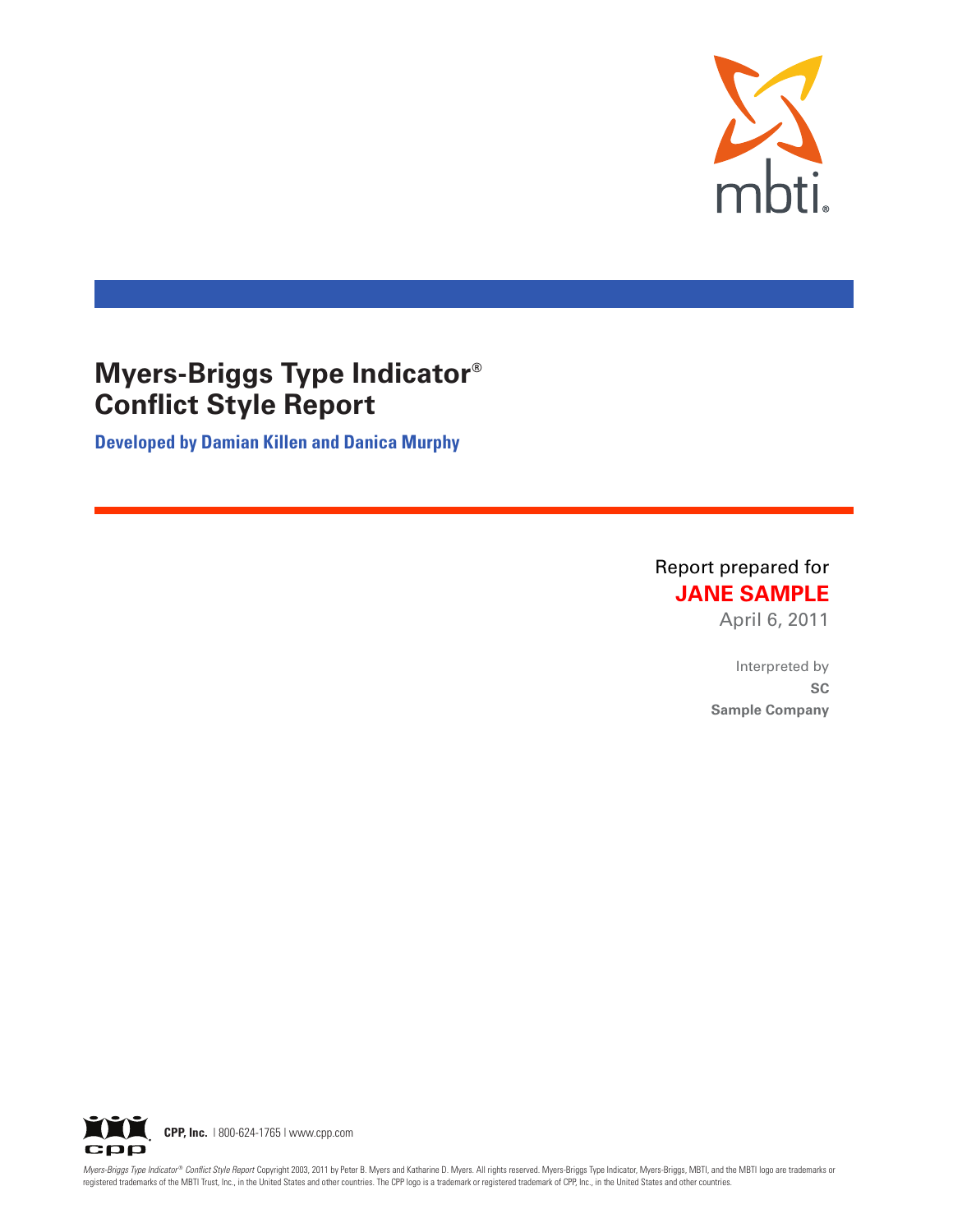mbti®

# Myers-Briggs Type Indicator® Conflict Style Report

**Developed by Damian Killen and Danica Murphy**

Report prepared for

**JANE SAMPLE**

April 6, 2011

Interpreted by

**SC**

**Sample Company**

**CPP, Inc.** | 800-624-1765 | www.cpp.com

*Myers-Briggs Type Indicator® Conflict Style Report* Copyright 2003, 2011 by Peter B. Myers and Katharine D. Myers. All rights reserved. Myers-Briggs Type Indicator, Myers-Briggs, MBTI, and the MBTI logo are trademarks or registered trademarks of the MBTI Trust, Inc., in the United States and other countries. The CPP logo is a trademark or registered trademark of CPP, Inc., in the United States and other countries.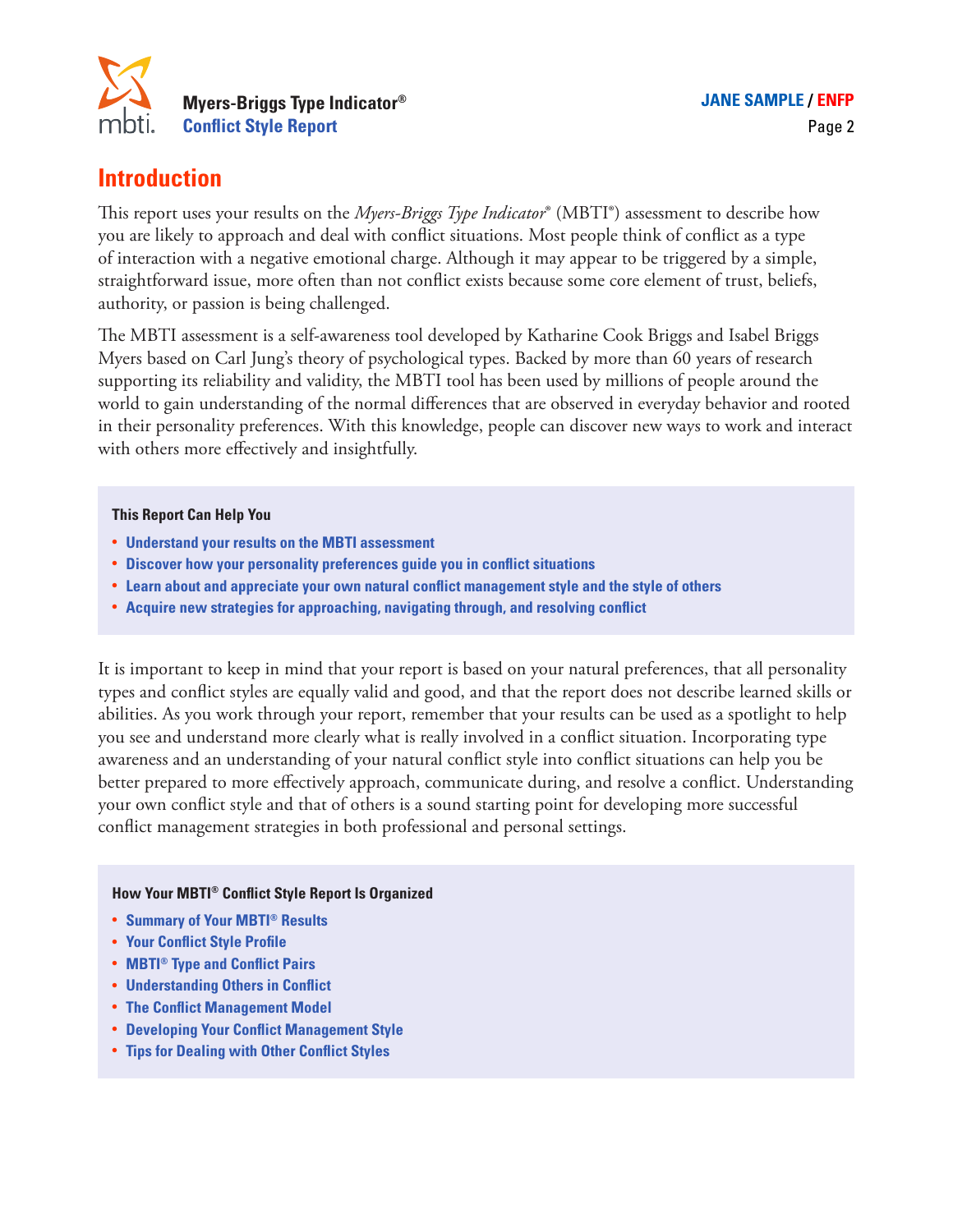# Introduction

This report uses your results on the *Myers-Briggs Type Indicator*® (MBTI®) assessment to describe how you are likely to approach and deal with conflict situations. Most people think of conflict as a type of interaction with a negative emotional charge. Although it may appear to be triggered by a simple, straightforward issue, more often than not conflict exists because some core element of trust, beliefs, authority, or passion is being challenged.

The MBTI assessment is a self-awareness tool developed by Katharine Cook Briggs and Isabel Briggs Myers based on Carl Jung's theory of psychological types. Backed by more than 60 years of research supporting its reliability and validity, the MBTI tool has been used by millions of people around the world to gain understanding of the normal differences that are observed in everyday behavior and rooted in their personality preferences. With this knowledge, people can discover new ways to work and interact with others more effectively and insightfully.

**This Report Can Help You**

- **Understand your results on the MBTI assessment**
- **Discover how your personality preferences guide you in conflict situations**
- **Learn about and appreciate your own natural conflict management style and the style of others**
- **Acquire new strategies for approaching, navigating through, and resolving conflict**

It is important to keep in mind that your report is based on your natural preferences, that all personality types and conflict styles are equally valid and good, and that the report does not describe learned skills or abilities. As you work through your report, remember that your results can be used as a spotlight to help you see and understand more clearly what is really involved in a conflict situation. Incorporating type awareness and an understanding of your natural conflict style into conflict situations can help you be better prepared to more effectively approach, communicate during, and resolve a conflict. Understanding your own conflict style and that of others is a sound starting point for developing more successful conflict management strategies in both professional and personal settings.

**How Your MBTI® Conflict Style Report Is Organized**

- **Summary of Your MBTI® Results**
- **Your Conflict Style Profile**
- **MBTI® Type and Conflict Pairs**
- **Understanding Others in Conflict**
- **The Conflict Management Model**
- **Developing Your Conflict Management Style**
- **Tips for Dealing with Other Conflict Styles**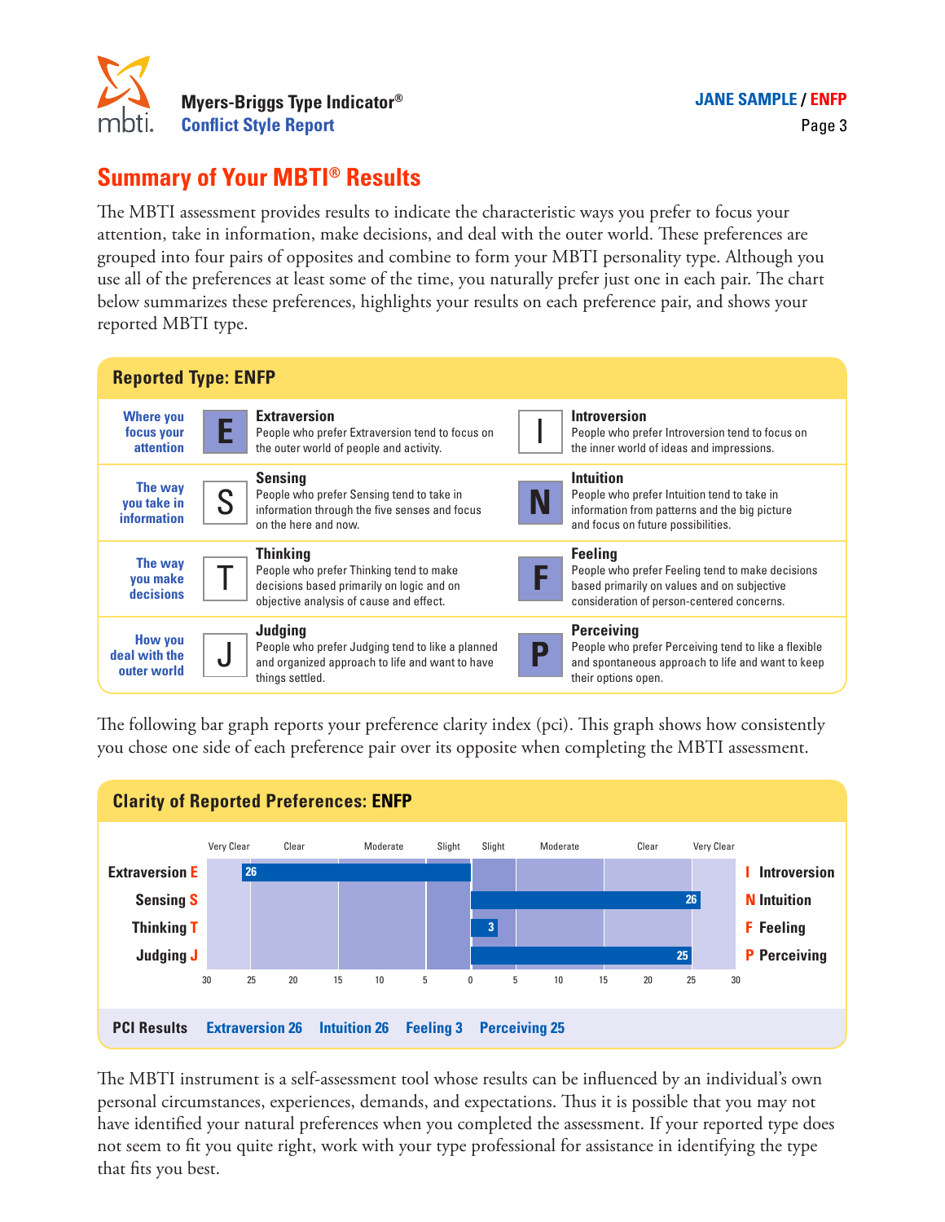## Summary of Your MBTI® Results

The MBTI assessment provides results to indicate the characteristic ways you prefer to focus your attention, take in information, make decisions, and deal with the outer world. These preferences are grouped into four pairs of opposites and combine to form your MBTI personality type. Although you use all of the preferences at least some of the time, you naturally prefer just one in each pair. The chart below summarizes these preferences, highlights your results on each preference pair, and shows your reported MBTI type.

### Reported Type: ENFP

| | | | | |
|---|---|---|---|---|
| **Where you focus your attention** | **E** | **Extraversion** People who prefer Extraversion tend to focus on the outer world of people and activity. | I | **Introversion** People who prefer Introversion tend to focus on the inner world of ideas and impressions. |
| **The way you take in information** | S | **Sensing** People who prefer Sensing tend to take in information through the five senses and focus on the here and now. | **N** | **Intuition** People who prefer Intuition tend to take in information from patterns and the big picture and focus on future possibilities. |
| **The way you make decisions** | T | **Thinking** People who prefer Thinking tend to make decisions based primarily on logic and on objective analysis of cause and effect. | **F** | **Feeling** People who prefer Feeling tend to make decisions based primarily on values and on subjective consideration of person-centered concerns. |
| **How you deal with the outer world** | J | **Judging** People who prefer Judging tend to like a planned and organized approach to life and want to have things settled. | **P** | **Perceiving** People who prefer Perceiving tend to like a flexible and spontaneous approach to life and want to keep their options open. |

The following bar graph reports your preference clarity index (pci). This graph shows how consistently you chose one side of each preference pair over its opposite when completing the MBTI assessment.

### Clarity of Reported Preferences: ENFP

Scale: Very Clear (30–25) · Clear (25–15) · Moderate (15–5) · Slight (5–0) | Slight (0–5) · Moderate (5–15) · Clear (15–25) · Very Clear (25–30)

| Preference pair | Result | pci |
|---|---|---|
| Extraversion E – I Introversion | Extraversion | 26 |
| Sensing S – N Intuition | Intuition | 26 |
| Thinking T – F Feeling | Feeling | 3 |
| Judging J – P Perceiving | Perceiving | 25 |

**PCI Results** Extraversion 26 Intuition 26 Feeling 3 Perceiving 25

The MBTI instrument is a self-assessment tool whose results can be influenced by an individual's own personal circumstances, experiences, demands, and expectations. Thus it is possible that you may not have identified your natural preferences when you completed the assessment. If your reported type does not seem to fit you quite right, work with your type professional for assistance in identifying the type that fits you best.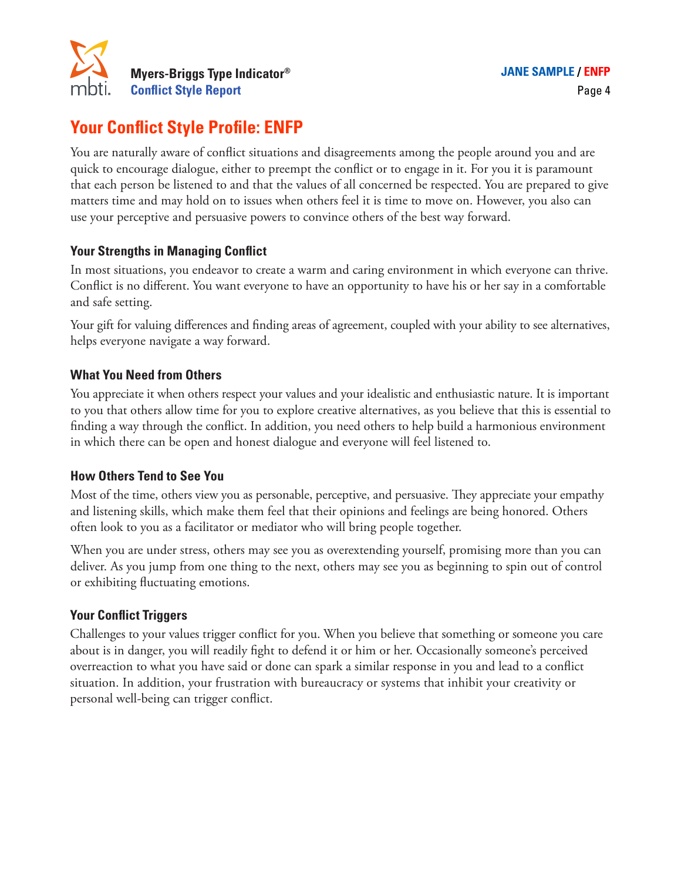# Your Conflict Style Profile: ENFP

You are naturally aware of conflict situations and disagreements among the people around you and are quick to encourage dialogue, either to preempt the conflict or to engage in it. For you it is paramount that each person be listened to and that the values of all concerned be respected. You are prepared to give matters time and may hold on to issues when others feel it is time to move on. However, you also can use your perceptive and persuasive powers to convince others of the best way forward.

### Your Strengths in Managing Conflict

In most situations, you endeavor to create a warm and caring environment in which everyone can thrive. Conflict is no different. You want everyone to have an opportunity to have his or her say in a comfortable and safe setting.

Your gift for valuing differences and finding areas of agreement, coupled with your ability to see alternatives, helps everyone navigate a way forward.

### What You Need from Others

You appreciate it when others respect your values and your idealistic and enthusiastic nature. It is important to you that others allow time for you to explore creative alternatives, as you believe that this is essential to finding a way through the conflict. In addition, you need others to help build a harmonious environment in which there can be open and honest dialogue and everyone will feel listened to.

### How Others Tend to See You

Most of the time, others view you as personable, perceptive, and persuasive. They appreciate your empathy and listening skills, which make them feel that their opinions and feelings are being honored. Others often look to you as a facilitator or mediator who will bring people together.

When you are under stress, others may see you as overextending yourself, promising more than you can deliver. As you jump from one thing to the next, others may see you as beginning to spin out of control or exhibiting fluctuating emotions.

### Your Conflict Triggers

Challenges to your values trigger conflict for you. When you believe that something or someone you care about is in danger, you will readily fight to defend it or him or her. Occasionally someone's perceived overreaction to what you have said or done can spark a similar response in you and lead to a conflict situation. In addition, your frustration with bureaucracy or systems that inhibit your creativity or personal well-being can trigger conflict.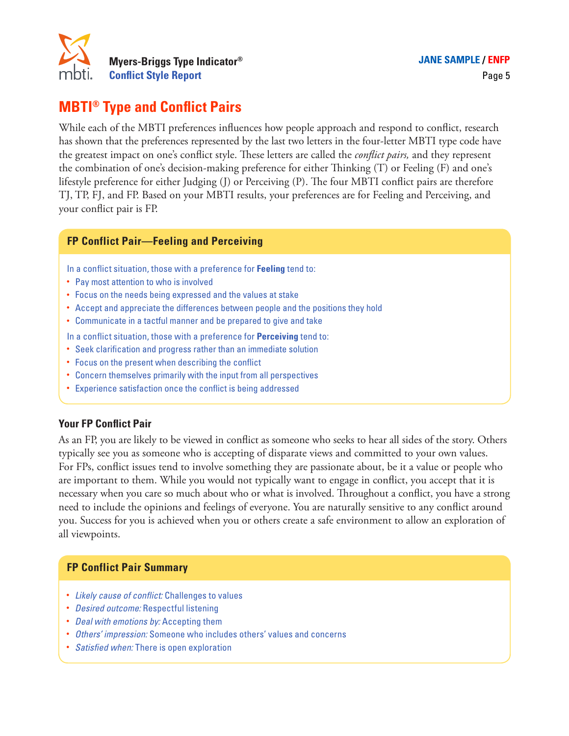# MBTI® Type and Conflict Pairs

While each of the MBTI preferences influences how people approach and respond to conflict, research has shown that the preferences represented by the last two letters in the four-letter MBTI type code have the greatest impact on one's conflict style. These letters are called the *conflict pairs,* and they represent the combination of one's decision-making preference for either Thinking (T) or Feeling (F) and one's lifestyle preference for either Judging (J) or Perceiving (P). The four MBTI conflict pairs are therefore TJ, TP, FJ, and FP. Based on your MBTI results, your preferences are for Feeling and Perceiving, and your conflict pair is FP.

## FP Conflict Pair—Feeling and Perceiving

In a conflict situation, those with a preference for **Feeling** tend to:

- Pay most attention to who is involved
- Focus on the needs being expressed and the values at stake
- Accept and appreciate the differences between people and the positions they hold
- Communicate in a tactful manner and be prepared to give and take

In a conflict situation, those with a preference for **Perceiving** tend to:

- Seek clarification and progress rather than an immediate solution
- Focus on the present when describing the conflict
- Concern themselves primarily with the input from all perspectives
- Experience satisfaction once the conflict is being addressed

### Your FP Conflict Pair

As an FP, you are likely to be viewed in conflict as someone who seeks to hear all sides of the story. Others typically see you as someone who is accepting of disparate views and committed to your own values. For FPs, conflict issues tend to involve something they are passionate about, be it a value or people who are important to them. While you would not typically want to engage in conflict, you accept that it is necessary when you care so much about who or what is involved. Throughout a conflict, you have a strong need to include the opinions and feelings of everyone. You are naturally sensitive to any conflict around you. Success for you is achieved when you or others create a safe environment to allow an exploration of all viewpoints.

## FP Conflict Pair Summary

- *Likely cause of conflict:* Challenges to values
- *Desired outcome:* Respectful listening
- *Deal with emotions by:* Accepting them
- *Others' impression:* Someone who includes others' values and concerns
- *Satisfied when:* There is open exploration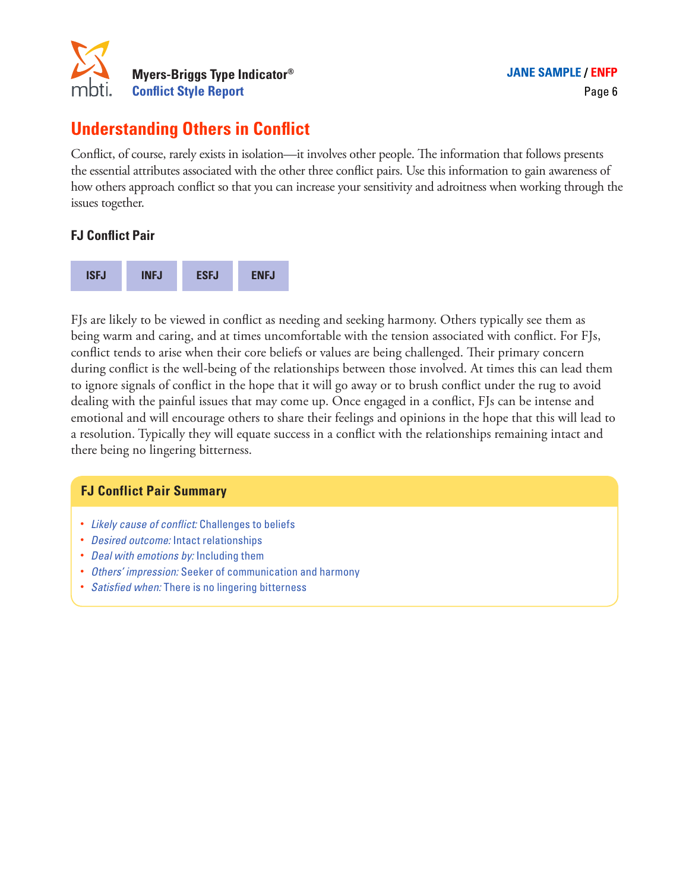## Understanding Others in Conflict

Conflict, of course, rarely exists in isolation—it involves other people. The information that follows presents the essential attributes associated with the other three conflict pairs. Use this information to gain awareness of how others approach conflict so that you can increase your sensitivity and adroitness when working through the issues together.

### FJ Conflict Pair

| ISFJ | INFJ | ESFJ | ENFJ |
|---|---|---|---|

FJs are likely to be viewed in conflict as needing and seeking harmony. Others typically see them as being warm and caring, and at times uncomfortable with the tension associated with conflict. For FJs, conflict tends to arise when their core beliefs or values are being challenged. Their primary concern during conflict is the well-being of the relationships between those involved. At times this can lead them to ignore signals of conflict in the hope that it will go away or to brush conflict under the rug to avoid dealing with the painful issues that may come up. Once engaged in a conflict, FJs can be intense and emotional and will encourage others to share their feelings and opinions in the hope that this will lead to a resolution. Typically they will equate success in a conflict with the relationships remaining intact and there being no lingering bitterness.

### FJ Conflict Pair Summary

- *Likely cause of conflict:* Challenges to beliefs
- *Desired outcome:* Intact relationships
- *Deal with emotions by:* Including them
- *Others' impression:* Seeker of communication and harmony
- *Satisfied when:* There is no lingering bitterness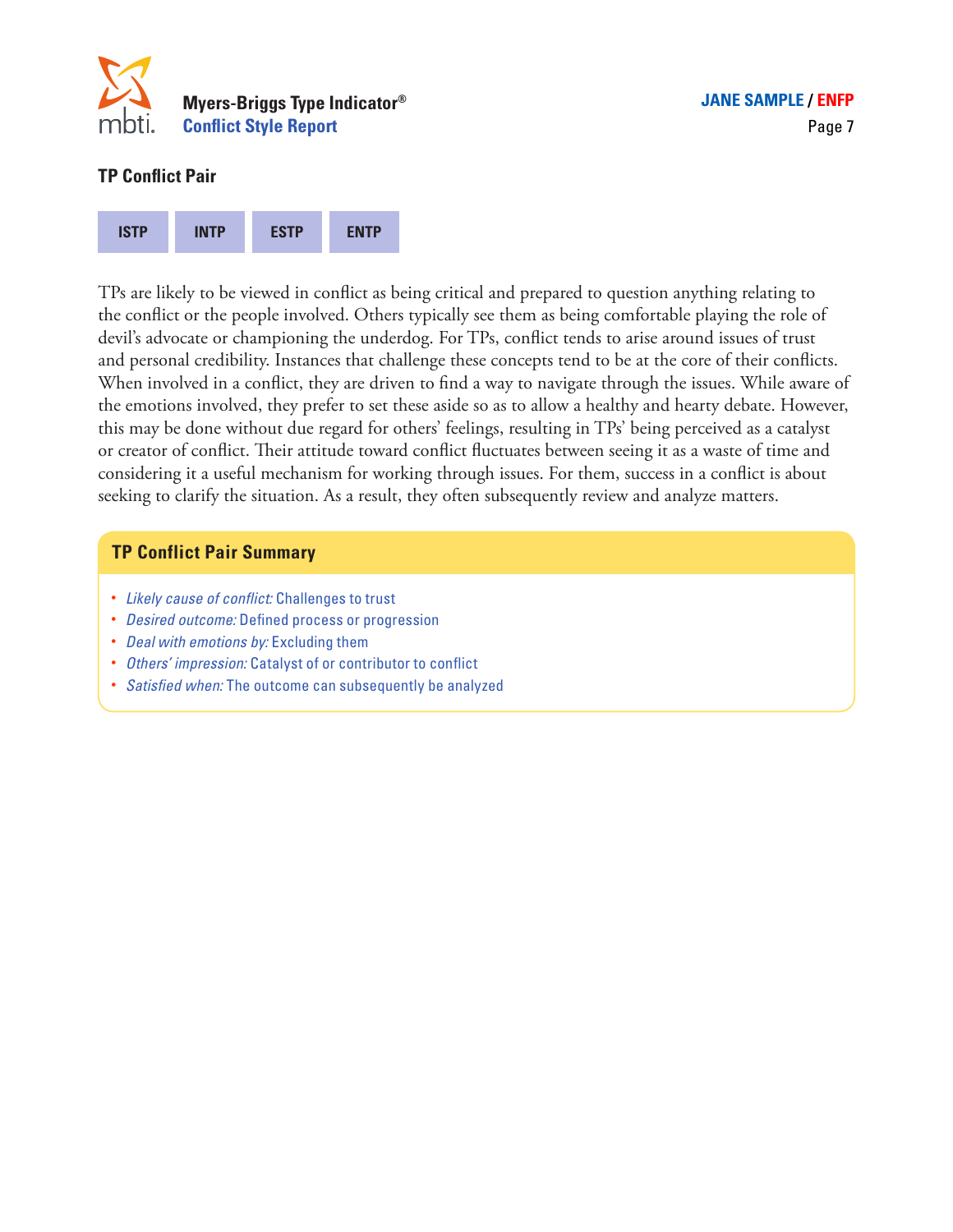## TP Conflict Pair

| ISTP | INTP | ESTP | ENTP |
|---|---|---|---|

TPs are likely to be viewed in conflict as being critical and prepared to question anything relating to the conflict or the people involved. Others typically see them as being comfortable playing the role of devil's advocate or championing the underdog. For TPs, conflict tends to arise around issues of trust and personal credibility. Instances that challenge these concepts tend to be at the core of their conflicts. When involved in a conflict, they are driven to find a way to navigate through the issues. While aware of the emotions involved, they prefer to set these aside so as to allow a healthy and hearty debate. However, this may be done without due regard for others' feelings, resulting in TPs' being perceived as a catalyst or creator of conflict. Their attitude toward conflict fluctuates between seeing it as a waste of time and considering it a useful mechanism for working through issues. For them, success in a conflict is about seeking to clarify the situation. As a result, they often subsequently review and analyze matters.

### TP Conflict Pair Summary

- *Likely cause of conflict:* Challenges to trust
- *Desired outcome:* Defined process or progression
- *Deal with emotions by:* Excluding them
- *Others' impression:* Catalyst of or contributor to conflict
- *Satisfied when:* The outcome can subsequently be analyzed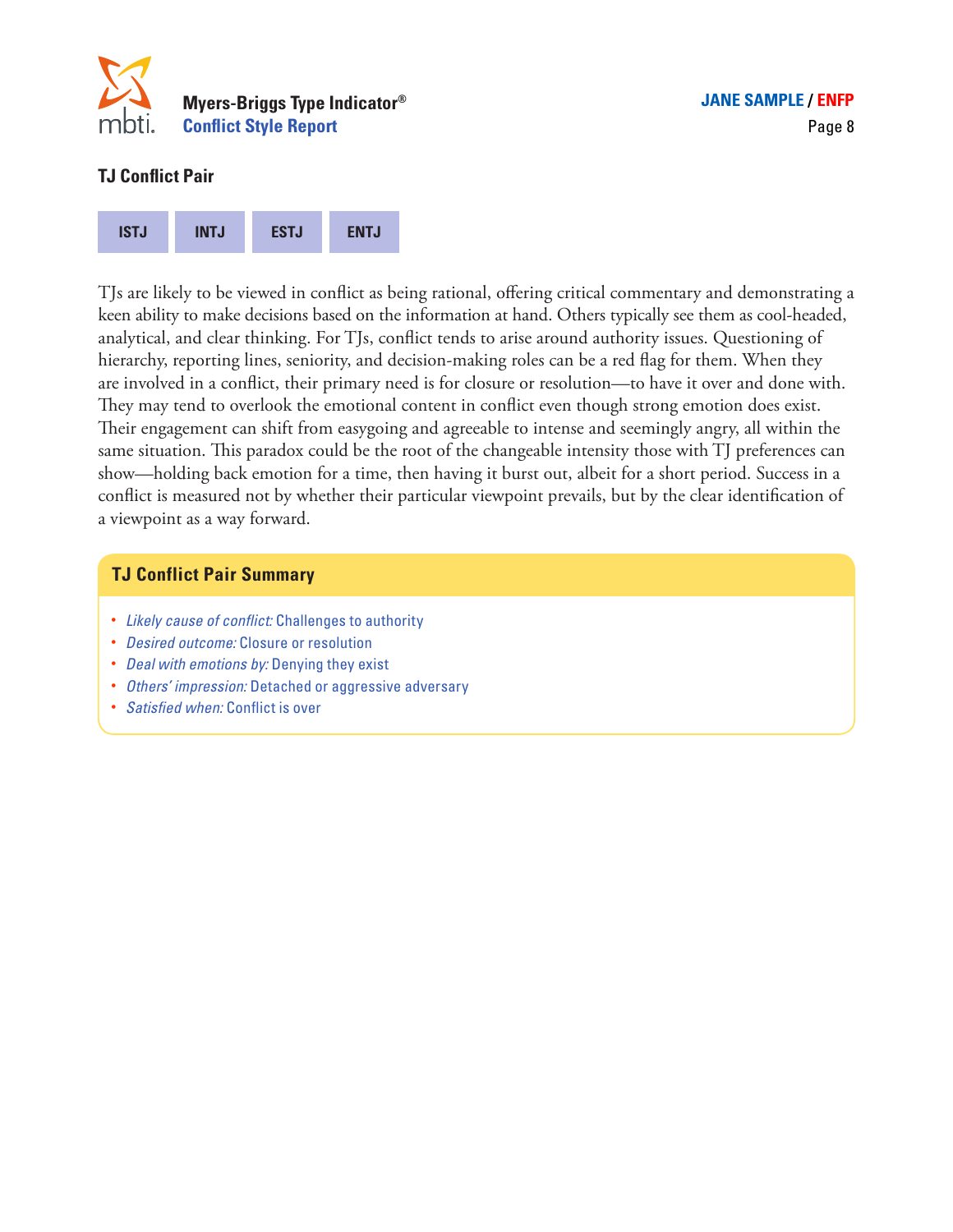## TJ Conflict Pair

| ISTJ | INTJ | ESTJ | ENTJ |
|---|---|---|---|

TJs are likely to be viewed in conflict as being rational, offering critical commentary and demonstrating a keen ability to make decisions based on the information at hand. Others typically see them as cool-headed, analytical, and clear thinking. For TJs, conflict tends to arise around authority issues. Questioning of hierarchy, reporting lines, seniority, and decision-making roles can be a red flag for them. When they are involved in a conflict, their primary need is for closure or resolution—to have it over and done with. They may tend to overlook the emotional content in conflict even though strong emotion does exist. Their engagement can shift from easygoing and agreeable to intense and seemingly angry, all within the same situation. This paradox could be the root of the changeable intensity those with TJ preferences can show—holding back emotion for a time, then having it burst out, albeit for a short period. Success in a conflict is measured not by whether their particular viewpoint prevails, but by the clear identification of a viewpoint as a way forward.

### TJ Conflict Pair Summary

- *Likely cause of conflict:* Challenges to authority
- *Desired outcome:* Closure or resolution
- *Deal with emotions by:* Denying they exist
- *Others' impression:* Detached or aggressive adversary
- *Satisfied when:* Conflict is over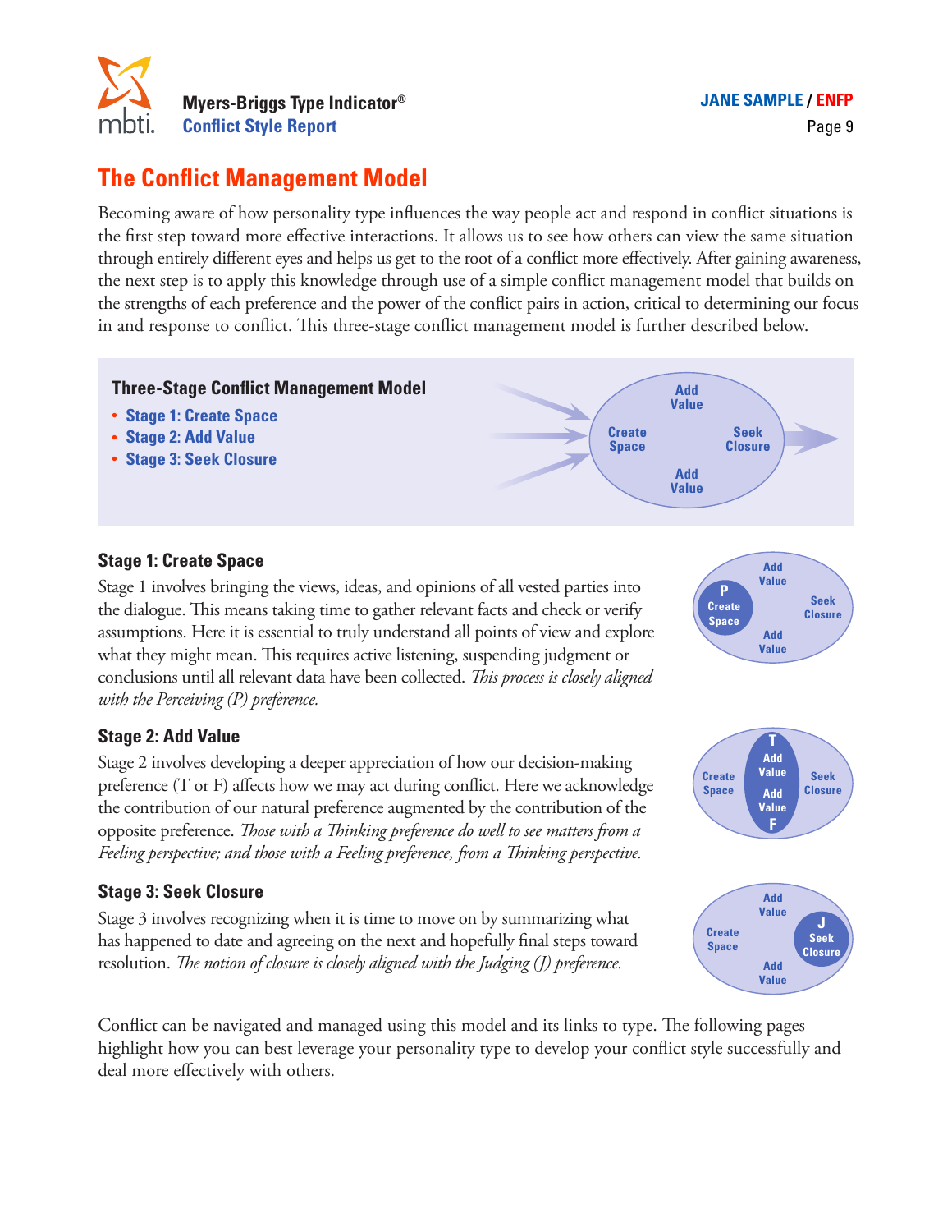# The Conflict Management Model

Becoming aware of how personality type influences the way people act and respond in conflict situations is the first step toward more effective interactions. It allows us to see how others can view the same situation through entirely different eyes and helps us get to the root of a conflict more effectively. After gaining awareness, the next step is to apply this knowledge through use of a simple conflict management model that builds on the strengths of each preference and the power of the conflict pairs in action, critical to determining our focus in and response to conflict. This three-stage conflict management model is further described below.

## Three-Stage Conflict Management Model

- **Stage 1: Create Space**
- **Stage 2: Add Value**
- **Stage 3: Seek Closure**

### Stage 1: Create Space

Stage 1 involves bringing the views, ideas, and opinions of all vested parties into the dialogue. This means taking time to gather relevant facts and check or verify assumptions. Here it is essential to truly understand all points of view and explore what they might mean. This requires active listening, suspending judgment or conclusions until all relevant data have been collected. *This process is closely aligned with the Perceiving (P) preference.*

### Stage 2: Add Value

Stage 2 involves developing a deeper appreciation of how our decision-making preference (T or F) affects how we may act during conflict. Here we acknowledge the contribution of our natural preference augmented by the contribution of the opposite preference. *Those with a Thinking preference do well to see matters from a Feeling perspective; and those with a Feeling preference, from a Thinking perspective.*

### Stage 3: Seek Closure

Stage 3 involves recognizing when it is time to move on by summarizing what has happened to date and agreeing on the next and hopefully final steps toward resolution. *The notion of closure is closely aligned with the Judging (J) preference.*

Conflict can be navigated and managed using this model and its links to type. The following pages highlight how you can best leverage your personality type to develop your conflict style successfully and deal more effectively with others.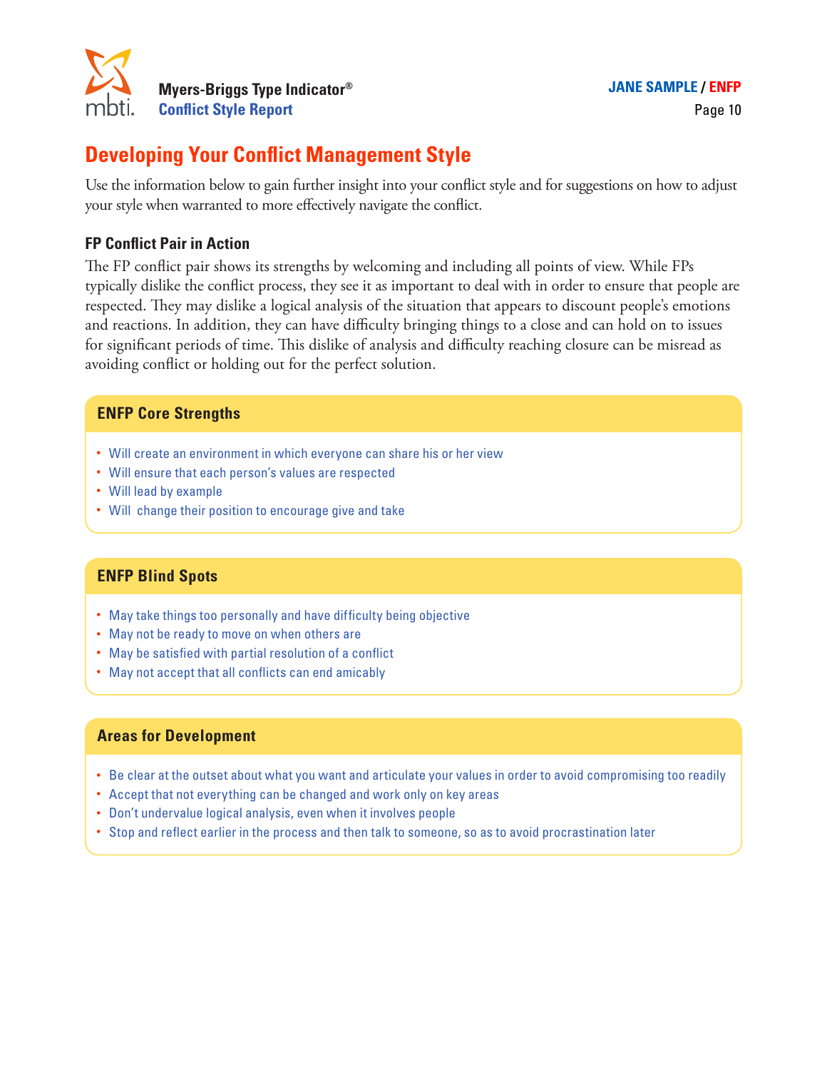## Developing Your Conflict Management Style

Use the information below to gain further insight into your conflict style and for suggestions on how to adjust your style when warranted to more effectively navigate the conflict.

### FP Conflict Pair in Action

The FP conflict pair shows its strengths by welcoming and including all points of view. While FPs typically dislike the conflict process, they see it as important to deal with in order to ensure that people are respected. They may dislike a logical analysis of the situation that appears to discount people's emotions and reactions. In addition, they can have difficulty bringing things to a close and can hold on to issues for significant periods of time. This dislike of analysis and difficulty reaching closure can be misread as avoiding conflict or holding out for the perfect solution.

### ENFP Core Strengths

- Will create an environment in which everyone can share his or her view
- Will ensure that each person's values are respected
- Will lead by example
- Will change their position to encourage give and take

### ENFP Blind Spots

- May take things too personally and have difficulty being objective
- May not be ready to move on when others are
- May be satisfied with partial resolution of a conflict
- May not accept that all conflicts can end amicably

### Areas for Development

- Be clear at the outset about what you want and articulate your values in order to avoid compromising too readily
- Accept that not everything can be changed and work only on key areas
- Don't undervalue logical analysis, even when it involves people
- Stop and reflect earlier in the process and then talk to someone, so as to avoid procrastination later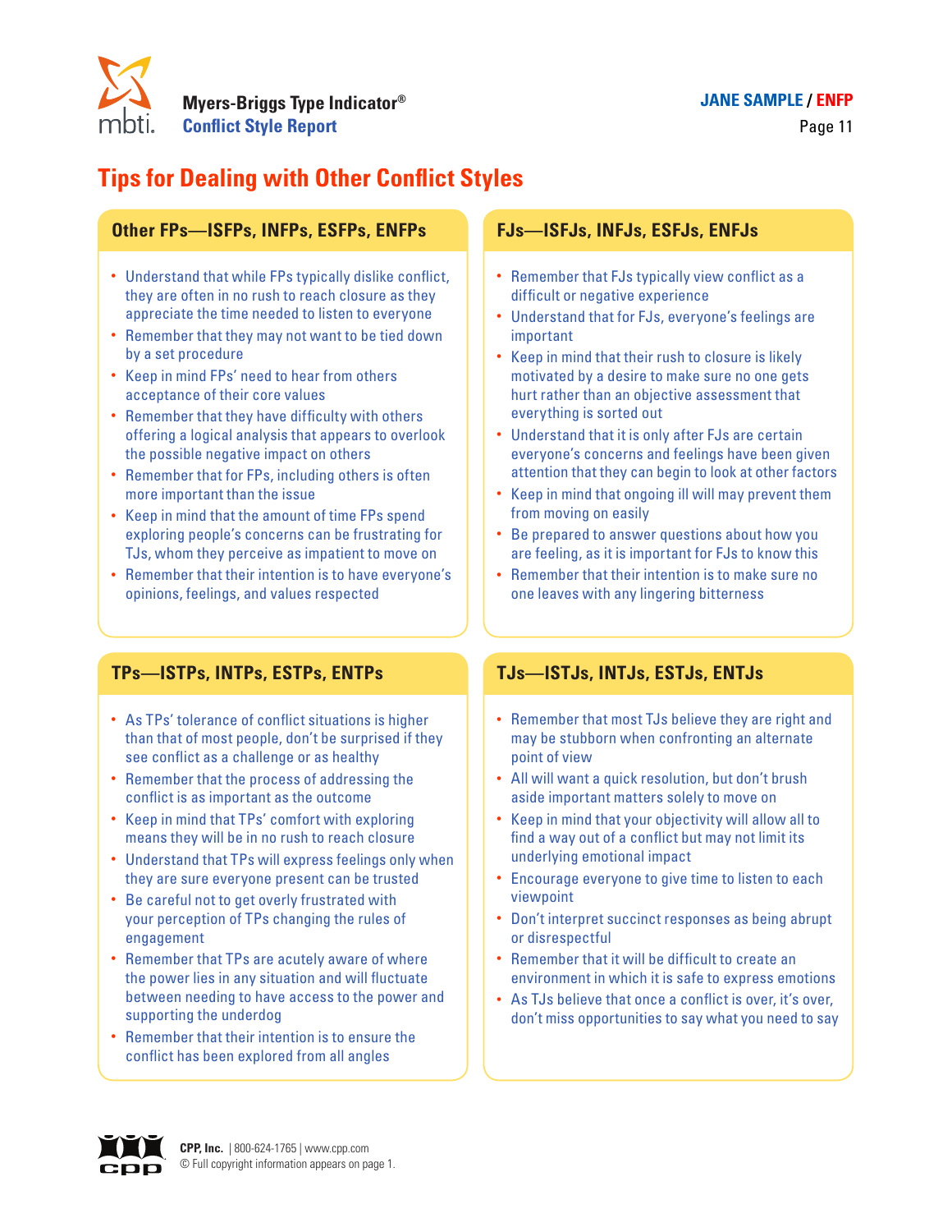# Tips for Dealing with Other Conflict Styles

## Other FPs—ISFPs, INFPs, ESFPs, ENFPs

- Understand that while FPs typically dislike conflict, they are often in no rush to reach closure as they appreciate the time needed to listen to everyone
- Remember that they may not want to be tied down by a set procedure
- Keep in mind FPs' need to hear from others acceptance of their core values
- Remember that they have difficulty with others offering a logical analysis that appears to overlook the possible negative impact on others
- Remember that for FPs, including others is often more important than the issue
- Keep in mind that the amount of time FPs spend exploring people's concerns can be frustrating for TJs, whom they perceive as impatient to move on
- Remember that their intention is to have everyone's opinions, feelings, and values respected

## FJs—ISFJs, INFJs, ESFJs, ENFJs

- Remember that FJs typically view conflict as a difficult or negative experience
- Understand that for FJs, everyone's feelings are important
- Keep in mind that their rush to closure is likely motivated by a desire to make sure no one gets hurt rather than an objective assessment that everything is sorted out
- Understand that it is only after FJs are certain everyone's concerns and feelings have been given attention that they can begin to look at other factors
- Keep in mind that ongoing ill will may prevent them from moving on easily
- Be prepared to answer questions about how you are feeling, as it is important for FJs to know this
- Remember that their intention is to make sure no one leaves with any lingering bitterness

## TPs—ISTPs, INTPs, ESTPs, ENTPs

- As TPs' tolerance of conflict situations is higher than that of most people, don't be surprised if they see conflict as a challenge or as healthy
- Remember that the process of addressing the conflict is as important as the outcome
- Keep in mind that TPs' comfort with exploring means they will be in no rush to reach closure
- Understand that TPs will express feelings only when they are sure everyone present can be trusted
- Be careful not to get overly frustrated with your perception of TPs changing the rules of engagement
- Remember that TPs are acutely aware of where the power lies in any situation and will fluctuate between needing to have access to the power and supporting the underdog
- Remember that their intention is to ensure the conflict has been explored from all angles

## TJs—ISTJs, INTJs, ESTJs, ENTJs

- Remember that most TJs believe they are right and may be stubborn when confronting an alternate point of view
- All will want a quick resolution, but don't brush aside important matters solely to move on
- Keep in mind that your objectivity will allow all to find a way out of a conflict but may not limit its underlying emotional impact
- Encourage everyone to give time to listen to each viewpoint
- Don't interpret succinct responses as being abrupt or disrespectful
- Remember that it will be difficult to create an environment in which it is safe to express emotions
- As TJs believe that once a conflict is over, it's over, don't miss opportunities to say what you need to say